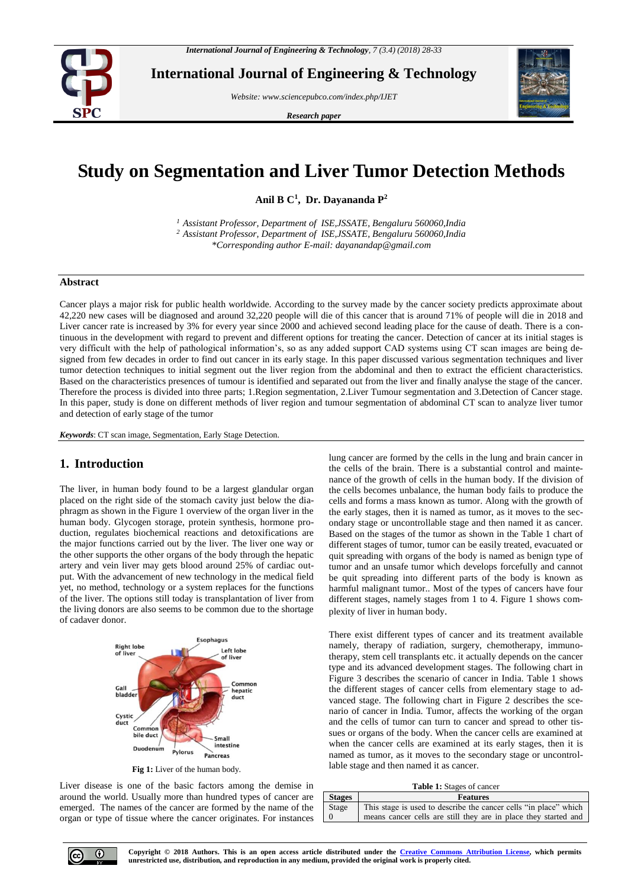# Study on Segmentation and Liver Tumor Detection Methods

**Anil B C[1], Dr. Dayananda P[2]**

[1] *Assistant Professor, Department of ISE,JSSATE, Bengaluru 560060,India*
[2] *Assistant Professor, Department of ISE,JSSATE, Bengaluru 560060,India*
*\*Corresponding author E-mail: dayanandap@gmail.com*

## Abstract

Cancer plays a major risk for public health worldwide. According to the survey made by the cancer society predicts approximate about 42,220 new cases will be diagnosed and around 32,220 people will die of this cancer that is around 71% of people will die in 2018 and Liver cancer rate is increased by 3% for every year since 2000 and achieved second leading place for the cause of death. There is a continuous in the development with regard to prevent and different options for treating the cancer. Detection of cancer at its initial stages is very difficult with the help of pathological information's, so as any added support CAD systems using CT scan images are being designed from few decades in order to find out cancer in its early stage. In this paper discussed various segmentation techniques and liver tumor detection techniques to initial segment out the liver region from the abdominal and then to extract the efficient characteristics. Based on the characteristics presences of tumour is identified and separated out from the liver and finally analyse the stage of the cancer. Therefore the process is divided into three parts; 1.Region segmentation, 2.Liver Tumour segmentation and 3.Detection of Cancer stage. In this paper, study is done on different methods of liver region and tumour segmentation of abdominal CT scan to analyze liver tumor and detection of early stage of the tumor

***Keywords***: CT scan image, Segmentation, Early Stage Detection.

## 1. Introduction

The liver, in human body found to be a largest glandular organ placed on the right side of the stomach cavity just below the diaphragm as shown in the Figure 1 overview of the organ liver in the human body. Glycogen storage, protein synthesis, hormone production, biochemical reactions and detoxifications are the major functions carried out by the liver. The liver one way or the other supports the other organs of the body through the hepatic artery and vein liver may gets blood around 25% of cardiac output. With the advancement of new technology in the medical field yet, no method, technology or a system replaces for the functions of the liver. The options still today is transplantation of liver from the living donors are also seems to be common due to the shortage of cadaver donor.

Right lobe of liver
Esophagus
Left lobe of liver
Gall bladder
Common hepatic duct
Cystic duct
Common bile duct
Small intestine
Duodenum
Pylorus
Pancreas

**Fig 1:** Liver of the human body.

Liver disease is one of the basic factors among the demise in around the world. Usually more than hundred types of cancer are emerged. The names of the cancer are formed by the name of the organ or type of tissue where the cancer originates. For instances lung cancer are formed by the cells in the lung and brain cancer in the cells of the brain. There is a substantial control and maintenance of the growth of cells in the human body. If the division of the cells becomes unbalance, the human body fails to produce the cells and forms a mass known as tumor. Along with the growth of the early stages, then it is named as tumor, as it moves to the secondary stage or uncontrollable stage and then named it as cancer. Based on the stages of the tumor as shown in the Table 1 chart of different stages of tumor, tumor can be easily treated, evacuated or quit spreading with organs of the body is named as benign type of tumor and an unsafe tumor which develops forcefully and cannot be quit spreading into different parts of the body is known as harmful malignant tumor.. Most of the types of cancers have four different stages, namely stages from 1 to 4. Figure 1 shows complexity of liver in human body.

There exist different types of cancer and its treatment available namely, therapy of radiation, surgery, chemotherapy, immunotherapy, stem cell transplants etc. it actually depends on the cancer type and its advanced development stages. The following chart in Figure 3 describes the scenario of cancer in India. Table 1 shows the different stages of cancer cells from elementary stage to advanced stage. The following chart in Figure 2 describes the scenario of cancer in India. Tumor, affects the working of the organ and the cells of tumor can turn to cancer and spread to other tissues or organs of the body. When the cancer cells are examined at when the cancer cells are examined at its early stages, then it is named as tumor, as it moves to the secondary stage or uncontrollable stage and then named it as cancer.

**Table 1:** Stages of cancer

| Stages | Features |
| --- | --- |
| Stage 0 | This stage is used to describe the cancer cells "in place" which means cancer cells are still they are in place they started and |

**Copyright © 2018 Authors. This is an open access article distributed under the Creative Commons Attribution License, which permits unrestricted use, distribution, and reproduction in any medium, provided the original work is properly cited.**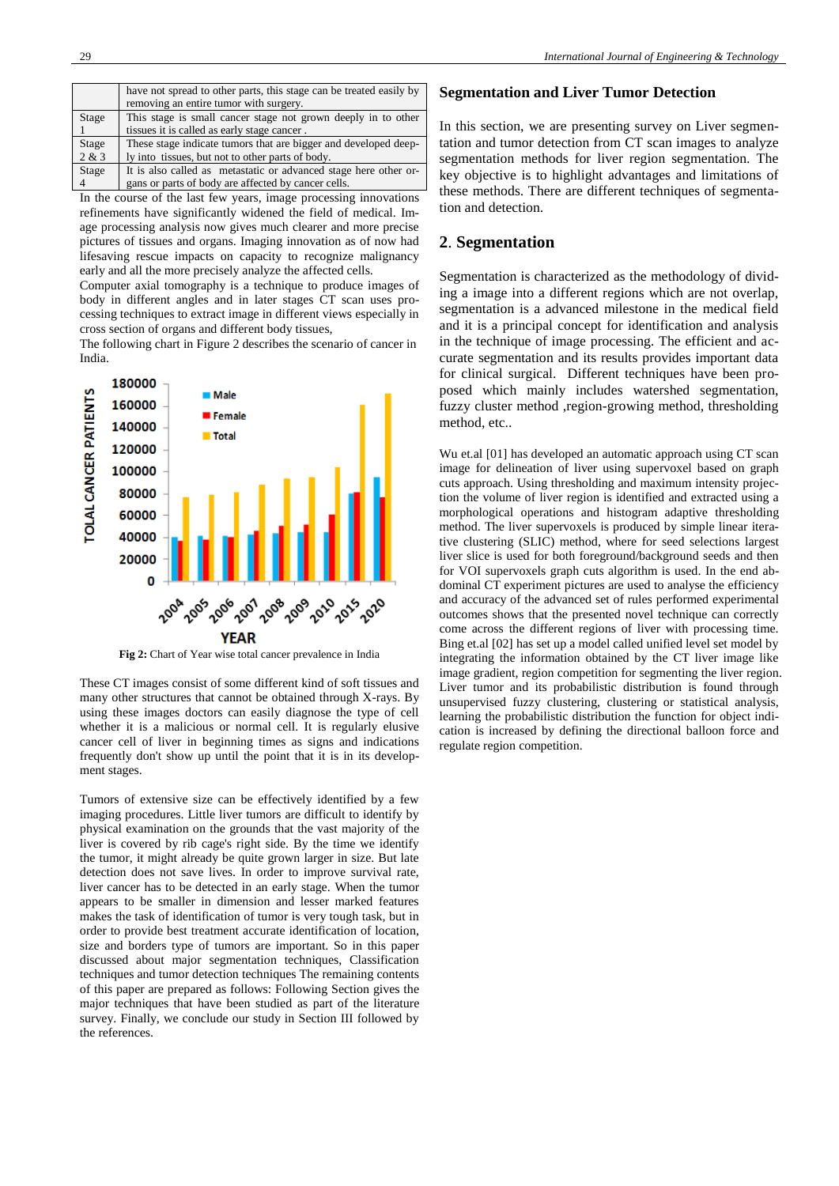| | |
|---|---|
| | have not spread to other parts, this stage can be treated easily by removing an entire tumor with surgery. |
| Stage 1 | This stage is small cancer stage not grown deeply in to other tissues it is called as early stage cancer . |
| Stage 2 & 3 | These stage indicate tumors that are bigger and developed deeply into tissues, but not to other parts of body. |
| Stage 4 | It is also called as metastatic or advanced stage here other organs or parts of body are affected by cancer cells. |

In the course of the last few years, image processing innovations refinements have significantly widened the field of medical. Image processing analysis now gives much clearer and more precise pictures of tissues and organs. Imaging innovation as of now had lifesaving rescue impacts on capacity to recognize malignancy early and all the more precisely analyze the affected cells.

Computer axial tomography is a technique to produce images of body in different angles and in later stages CT scan uses processing techniques to extract image in different views especially in cross section of organs and different body tissues,

The following chart in Figure 2 describes the scenario of cancer in India.

TOTAL CANCER PATIENTS

180000
160000
140000
120000
100000
80000
60000
40000
20000
0

Male
Female
Total

2004 2005 2006 2007 2008 2009 2010 2015 2020

YEAR

**Fig 2:** Chart of Year wise total cancer prevalence in India

These CT images consist of some different kind of soft tissues and many other structures that cannot be obtained through X-rays. By using these images doctors can easily diagnose the type of cell whether it is a malicious or normal cell. It is regularly elusive cancer cell of liver in beginning times as signs and indications frequently don't show up until the point that it is in its development stages.

Tumors of extensive size can be effectively identified by a few imaging procedures. Little liver tumors are difficult to identify by physical examination on the grounds that the vast majority of the liver is covered by rib cage's right side. By the time we identify the tumor, it might already be quite grown larger in size. But late detection does not save lives. In order to improve survival rate, liver cancer has to be detected in an early stage. When the tumor appears to be smaller in dimension and lesser marked features makes the task of identification of tumor is very tough task, but in order to provide best treatment accurate identification of location, size and borders type of tumors are important. So in this paper discussed about major segmentation techniques, Classification techniques and tumor detection techniques The remaining contents of this paper are prepared as follows: Following Section gives the major techniques that have been studied as part of the literature survey. Finally, we conclude our study in Section III followed by the references.

## Segmentation and Liver Tumor Detection

In this section, we are presenting survey on Liver segmentation and tumor detection from CT scan images to analyze segmentation methods for liver region segmentation. The key objective is to highlight advantages and limitations of these methods. There are different techniques of segmentation and detection.

## 2. Segmentation

Segmentation is characterized as the methodology of dividing a image into a different regions which are not overlap, segmentation is a advanced milestone in the medical field and it is a principal concept for identification and analysis in the technique of image processing. The efficient and accurate segmentation and its results provides important data for clinical surgical. Different techniques have been proposed which mainly includes watershed segmentation, fuzzy cluster method ,region-growing method, thresholding method, etc..

Wu et.al [01] has developed an automatic approach using CT scan image for delineation of liver using supervoxel based on graph cuts approach. Using thresholding and maximum intensity projection the volume of liver region is identified and extracted using a morphological operations and histogram adaptive thresholding method. The liver supervoxels is produced by simple linear iterative clustering (SLIC) method, where for seed selections largest liver slice is used for both foreground/background seeds and then for VOI supervoxels graph cuts algorithm is used. In the end abdominal CT experiment pictures are used to analyse the efficiency and accuracy of the advanced set of rules performed experimental outcomes shows that the presented novel technique can correctly come across the different regions of liver with processing time. Bing et.al [02] has set up a model called unified level set model by integrating the information obtained by the CT liver image like image gradient, region competition for segmenting the liver region. Liver tumor and its probabilistic distribution is found through unsupervised fuzzy clustering, clustering or statistical analysis, learning the probabilistic distribution the function for object indication is increased by defining the directional balloon force and regulate region competition.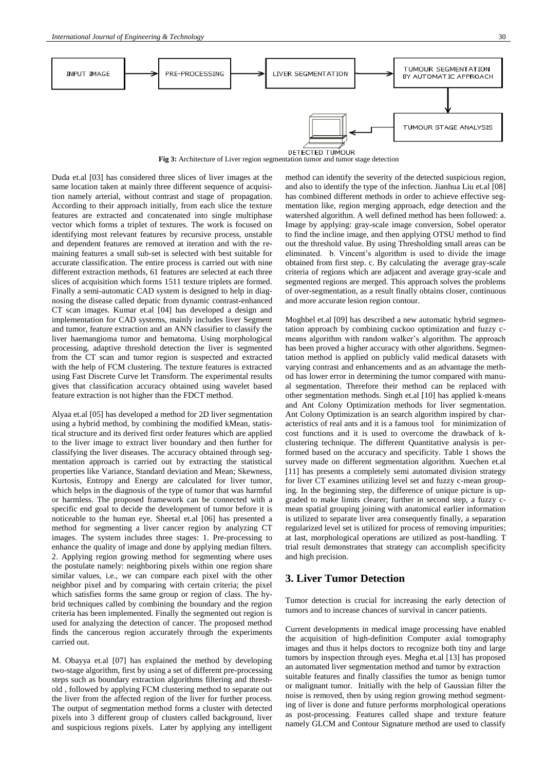INPUT IMAGE → PRE-PROCESSING → LIVER SEGMENTATION → TUMOUR SEGMENTATION BY AUTOMATIC APPROACH → TUMOUR STAGE ANALYSIS → DETECTED TUMOUR

**Fig 3:** Architecture of Liver region segmentation tumor and tumor stage detection

Duda et.al [03] has considered three slices of liver images at the same location taken at mainly three different sequence of acquisition namely arterial, without contrast and stage of propagation. According to their approach initially, from each slice the texture features are extracted and concatenated into single multiphase vector which forms a triplet of textures. The work is focused on identifying most relevant features by recursive process, unstable and dependent features are removed at iteration and with the remaining features a small sub-set is selected with best suitable for accurate classification. The entire process is carried out with nine different extraction methods, 61 features are selected at each three slices of acquisition which forms 1511 texture triplets are formed. Finally a semi-automatic CAD system is designed to help in diagnosing the disease called depatic from dynamic contrast-enhanced CT scan images. Kumar et.al [04] has developed a design and implementation for CAD systems, mainly includes liver Segment and tumor, feature extraction and an ANN classifier to classify the liver haemangioma tumor and hematoma. Using morphological processing, adaptive threshold detection the liver is segmented from the CT scan and tumor region is suspected and extracted with the help of FCM clustering. The texture features is extracted using Fast Discrete Curve let Transform. The experimental results gives that classification accuracy obtained using wavelet based feature extraction is not higher than the FDCT method.

Alyaa et.al [05] has developed a method for 2D liver segmentation using a hybrid method, by combining the modified kMean, statistical structure and its derived first order features which are applied to the liver image to extract liver boundary and then further for classifying the liver diseases. The accuracy obtained through segmentation approach is carried out by extracting the statistical properties like Variance, Standard deviation and Mean; Skewness, Kurtosis, Entropy and Energy are calculated for liver tumor, which helps in the diagnosis of the type of tumor that was harmful or harmless. The proposed framework can be connected with a specific end goal to decide the development of tumor before it is noticeable to the human eye. Sheetal et.al [06] has presented a method for segmenting a liver cancer region by analyzing CT images. The system includes three stages: 1. Pre-processing to enhance the quality of image and done by applying median filters. 2. Applying region growing method for segmenting where uses the postulate namely: neighboring pixels within one region share similar values, i.e., we can compare each pixel with the other neighbor pixel and by comparing with certain criteria; the pixel which satisfies forms the same group or region of class. The hybrid techniques called by combining the boundary and the region criteria has been implemented. Finally the segmented out region is used for analyzing the detection of cancer. The proposed method finds the cancerous region accurately through the experiments carried out.

M. Obayya et.al [07] has explained the method by developing two-stage algorithm, first by using a set of different pre-processing steps such as boundary extraction algorithms filtering and threshold , followed by applying FCM clustering method to separate out the liver from the affected region of the liver for further process. The output of segmentation method forms a cluster with detected pixels into 3 different group of clusters called background, liver and suspicious regions pixels. Later by applying any intelligent method can identify the severity of the detected suspicious region, and also to identify the type of the infection. Jianhua Liu et.al [08] has combined different methods in order to achieve effective segmentation like, region merging approach, edge detection and the watershed algorithm. A well defined method has been followed: a. Image by applying: gray-scale image conversion, Sobel operator to find the incline image, and then applying OTSU method to find out the threshold value. By using Thresholding small areas can be eliminated. b. Vincent's algorithm is used to divide the image obtained from first step. c. By calculating the average gray-scale criteria of regions which are adjacent and average gray-scale and segmented regions are merged. This approach solves the problems of over-segmentation, as a result finally obtains closer, continuous and more accurate lesion region contour.

Moghbel et.al [09] has described a new automatic hybrid segmentation approach by combining cuckoo optimization and fuzzy c-means algorithm with random walker's algorithm. The approach has been proved a higher accuracy with other algorithms. Segmentation method is applied on publicly valid medical datasets with varying contrast and enhancements and as an advantage the method has lower error in determining the tumor compared with manual segmentation. Therefore their method can be replaced with other segmentation methods. Singh et.al [10] has applied k-means and Ant Colony Optimization methods for liver segmentation. Ant Colony Optimization is an search algorithm inspired by characteristics of real ants and it is a famous tool for minimization of cost functions and it is used to overcome the drawback of k-clustering technique. The different Quantitative analysis is performed based on the accuracy and specificity. Table 1 shows the survey made on different segmentation algorithm. Xuechen et.al [11] has presents a completely semi automated division strategy for liver CT examines utilizing level set and fuzzy c-mean grouping. In the beginning step, the difference of unique picture is upgraded to make limits clearer; further in second step, a fuzzy c-mean spatial grouping joining with anatomical earlier information is utilized to separate liver area consequently finally, a separation regularized level set is utilized for process of removing impurities; at last, morphological operations are utilized as post-handling. T trial result demonstrates that strategy can accomplish specificity and high precision.

## 3. Liver Tumor Detection

Tumor detection is crucial for increasing the early detection of tumors and to increase chances of survival in cancer patients.

Current developments in medical image processing have enabled the acquisition of high-definition Computer axial tomography images and thus it helps doctors to recognize both tiny and large tumors by inspection through eyes. Megha et.al [13] has proposed an automated liver segmentation method and tumor by extraction suitable features and finally classifies the tumor as benign tumor or malignant tumor. Initially with the help of Gaussian filter the noise is removed, then by using region growing method segmenting of liver is done and future performs morphological operations as post-processing. Features called shape and texture feature namely GLCM and Contour Signature method are used to classify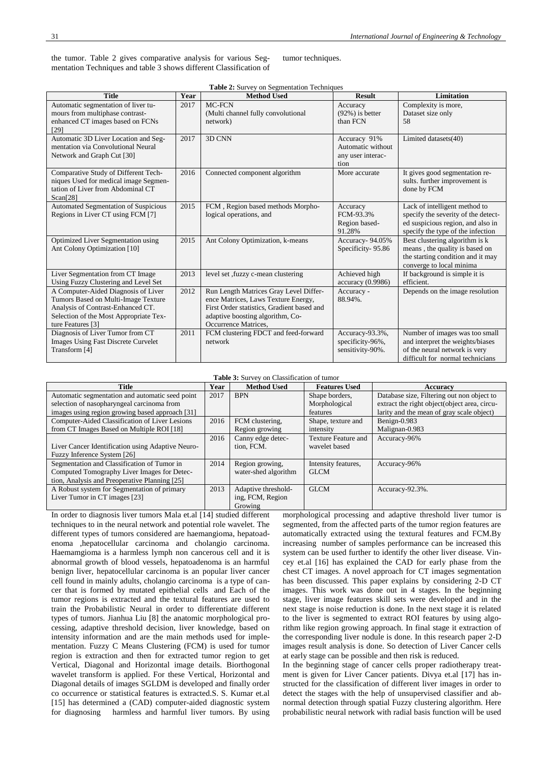the tumor. Table 2 gives comparative analysis for various Segmentation Techniques and table 3 shows different Classification of tumor techniques.

**Table 2:** Survey on Segmentation Techniques

| Title | Year | Method Used | Result | Limitation |
|---|---|---|---|---|
| Automatic segmentation of liver tumours from multiphase contrast-enhanced CT images based on FCNs [29] | 2017 | MC-FCN (Multi channel fully convolutional network) | Accuracy (92%) is better than FCN | Complexity is more, Dataset size only 58 |
| Automatic 3D Liver Location and Segmentation via Convolutional Neural Network and Graph Cut [30] | 2017 | 3D CNN | Accuracy 91% Automatic without any user interaction | Limited datasets(40) |
| Comparative Study of Different Techniques Used for medical image Segmentation of Liver from Abdominal CT Scan[28] | 2016 | Connected component algorithm | More accurate | It gives good segmentation results. further improvement is done by FCM |
| Automated Segmentation of Suspicious Regions in Liver CT using FCM [7] | 2015 | FCM , Region based methods Morphological operations, and | Accuracy FCM-93.3% Region based-91.28% | Lack of intelligent method to specify the severity of the detected suspicious region, and also in specify the type of the infection |
| Optimized Liver Segmentation using Ant Colony Optimization [10] | 2015 | Ant Colony Optimization, k-means | Accuracy- 94.05% Specificity- 95.86 | Best clustering algorithm is k means , the quality is based on the starting condition and it may converge to local minima |
| Liver Segmentation from CT Image Using Fuzzy Clustering and Level Set | 2013 | level set ,fuzzy c-mean clustering | Achieved high accuracy (0.9986) | If background is simple it is efficient. |
| A Computer-Aided Diagnosis of Liver Tumors Based on Multi-Image Texture Analysis of Contrast-Enhanced CT. Selection of the Most Appropriate Texture Features [3] | 2012 | Run Length Matrices Gray Level Difference Matrices, Laws Texture Energy, First Order statistics, Gradient based and adaptive boosting algorithm, Co-Occurrence Matrices, | Accuracy - 88.94%. | Depends on the image resolution |
| Diagnosis of Liver Tumor from CT Images Using Fast Discrete Curvelet Transform [4] | 2011 | FCM clustering FDCT and feed-forward network | Accuracy-93.3%, specificity-96%, sensitivity-90%. | Number of images was too small and interpret the weights/biases of the neural network is very difficult for normal technicians |

**Table 3:** Survey on Classification of tumor

| Title | Year | Method Used | Features Used | Accuracy |
|---|---|---|---|---|
| Automatic segmentation and automatic seed point selection of nasopharyngeal carcinoma from images using region growing based approach [31] | 2017 | BPN | Shape borders, Morphological features | Database size, Filtering out non object to extract the right object(object area, circularity and the mean of gray scale object) |
| Computer-Aided Classification of Liver Lesions from CT Images Based on Multiple ROI [18] | 2016 | FCM clustering, Region growing | Shape, texture and intensity | Benign-0.983 Malignan-0.983 |
| Liver Cancer Identification using Adaptive Neuro-Fuzzy Inference System [26] | 2016 | Canny edge detection, FCM. | Texture Feature and wavelet based | Accuracy-96% |
| Segmentation and Classification of Tumor in Computed Tomography Liver Images for Detection, Analysis and Preoperative Planning [25] | 2014 | Region growing, water-shed algorithm | Intensity features, GLCM | Accuracy-96% |
| A Robust system for Segmentation of primary Liver Tumor in CT images [23] | 2013 | Adaptive thresholding, FCM, Region Growing | GLCM | Accuracy-92.3%. |

In order to diagnosis liver tumors Mala et.al [14] studied different techniques to in the neural network and potential role wavelet. The different types of tumors considered are haemangioma, hepatoadenoma ,hepatocellular carcinoma and cholangio carcinoma. Haemamgioma is a harmless lymph non cancerous cell and it is abnormal growth of blood vessels, hepatoadenoma is an harmful benign liver, hepatocellular carcinoma is an popular liver cancer cell found in mainly adults, cholangio carcinoma is a type of cancer that is formed by mutated epithelial cells and Each of the tumor regions is extracted and the textural features are used to train the Probabilistic Neural in order to differentiate different types of tumors. Jianhua Liu [8] the anatomic morphological processing, adaptive threshold decision, liver knowledge, based on intensity information and are the main methods used for implementation. Fuzzy C Means Clustering (FCM) is used for tumor region is extraction and then for extracted tumor region to get Vertical, Diagonal and Horizontal image details. Biorthogonal wavelet transform is applied. For these Vertical, Horizontal and Diagonal details of images SGLDM is developed and finally order co occurrence or statistical features is extracted.S. S. Kumar et.al [15] has determined a (CAD) computer-aided diagnostic system for diagnosing harmless and harmful liver tumors. By using morphological processing and adaptive threshold liver tumor is segmented, from the affected parts of the tumor region features are automatically extracted using the textural features and FCM.By increasing number of samples performance can be increased this system can be used further to identify the other liver disease. Vincey et.al [16] has explained the CAD for early phase from the chest CT images. A novel approach for CT images segmentation has been discussed. This paper explains by considering 2-D CT images. This work was done out in 4 stages. In the beginning stage, liver image features skill sets were developed and in the next stage is noise reduction is done. In the next stage it is related to the liver is segmented to extract ROI features by using algorithm like region growing approach. In final stage it extraction of the corresponding liver nodule is done. In this research paper 2-D images result analysis is done. So detection of Liver Cancer cells at early stage can be possible and then risk is reduced.

In the beginning stage of cancer cells proper radiotherapy treatment is given for Liver Cancer patients. Divya et.al [17] has instructed for the classification of different liver images in order to detect the stages with the help of unsupervised classifier and abnormal detection through spatial Fuzzy clustering algorithm. Here probabilistic neural network with radial basis function will be used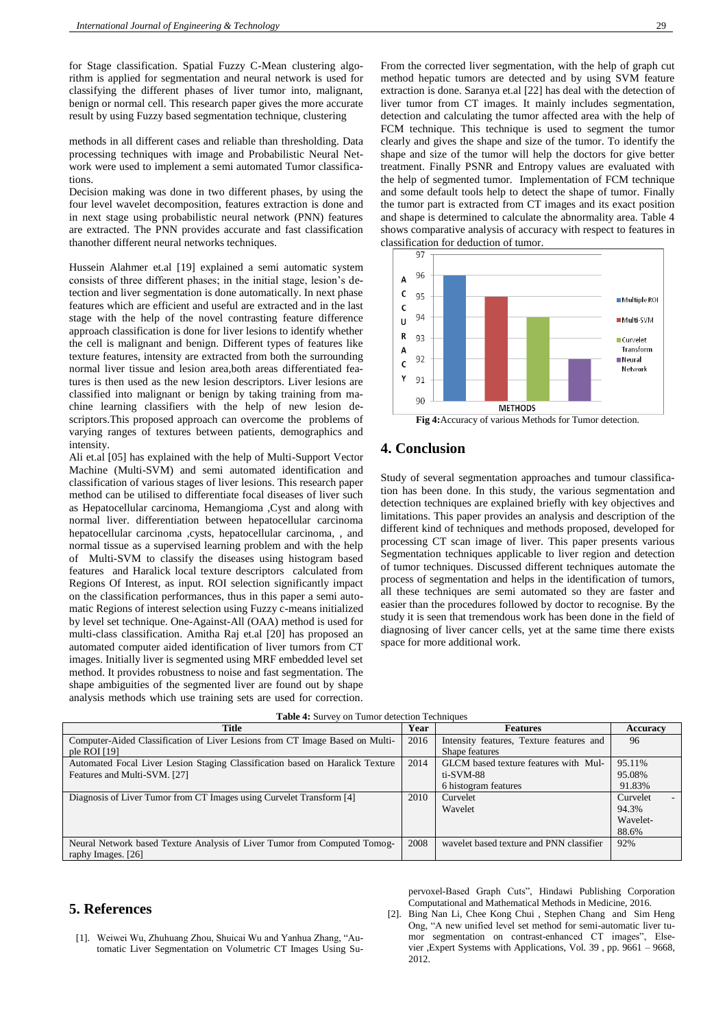for Stage classification. Spatial Fuzzy C-Mean clustering algorithm is applied for segmentation and neural network is used for classifying the different phases of liver tumor into, malignant, benign or normal cell. This research paper gives the more accurate result by using Fuzzy based segmentation technique, clustering

methods in all different cases and reliable than thresholding. Data processing techniques with image and Probabilistic Neural Network were used to implement a semi automated Tumor classifications.

Decision making was done in two different phases, by using the four level wavelet decomposition, features extraction is done and in next stage using probabilistic neural network (PNN) features are extracted. The PNN provides accurate and fast classification thanother different neural networks techniques.

Hussein Alahmer et.al [19] explained a semi automatic system consists of three different phases; in the initial stage, lesion's detection and liver segmentation is done automatically. In next phase features which are efficient and useful are extracted and in the last stage with the help of the novel contrasting feature difference approach classification is done for liver lesions to identify whether the cell is malignant and benign. Different types of features like texture features, intensity are extracted from both the surrounding normal liver tissue and lesion area,both areas differentiated features is then used as the new lesion descriptors. Liver lesions are classified into malignant or benign by taking training from machine learning classifiers with the help of new lesion descriptors.This proposed approach can overcome the problems of varying ranges of textures between patients, demographics and intensity.

Ali et.al [05] has explained with the help of Multi-Support Vector Machine (Multi-SVM) and semi automated identification and classification of various stages of liver lesions. This research paper method can be utilised to differentiate focal diseases of liver such as Hepatocellular carcinoma, Hemangioma ,Cyst and along with normal liver. differentiation between hepatocellular carcinoma hepatocellular carcinoma ,cysts, hepatocellular carcinoma, , and normal tissue as a supervised learning problem and with the help of Multi-SVM to classify the diseases using histogram based features and Haralick local texture descriptors calculated from Regions Of Interest, as input. ROI selection significantly impact on the classification performances, thus in this paper a semi automatic Regions of interest selection using Fuzzy c-means initialized by level set technique. One-Against-All (OAA) method is used for multi-class classification. Amitha Raj et.al [20] has proposed an automated computer aided identification of liver tumors from CT images. Initially liver is segmented using MRF embedded level set method. It provides robustness to noise and fast segmentation. The shape ambiguities of the segmented liver are found out by shape analysis methods which use training sets are used for correction.

From the corrected liver segmentation, with the help of graph cut method hepatic tumors are detected and by using SVM feature extraction is done. Saranya et.al [22] has deal with the detection of liver tumor from CT images. It mainly includes segmentation, detection and calculating the tumor affected area with the help of FCM technique. This technique is used to segment the tumor clearly and gives the shape and size of the tumor. To identify the shape and size of the tumor will help the doctors for give better treatment. Finally PSNR and Entropy values are evaluated with the help of segmented tumor. Implementation of FCM technique and some default tools help to detect the shape of tumor. Finally the tumor part is extracted from CT images and its exact position and shape is determined to calculate the abnormality area. Table 4 shows comparative analysis of accuracy with respect to features in classification for deduction of tumor.

**Fig 4:**Accuracy of various Methods for Tumor detection.

## 4. Conclusion

Study of several segmentation approaches and tumour classification has been done. In this study, the various segmentation and detection techniques are explained briefly with key objectives and limitations. This paper provides an analysis and description of the different kind of techniques and methods proposed, developed for processing CT scan image of liver. This paper presents various Segmentation techniques applicable to liver region and detection of tumor techniques. Discussed different techniques automate the process of segmentation and helps in the identification of tumors, all these techniques are semi automated so they are faster and easier than the procedures followed by doctor to recognise. By the study it is seen that tremendous work has been done in the field of diagnosing of liver cancer cells, yet at the same time there exists space for more additional work.

**Table 4:** Survey on Tumor detection Techniques

| Title | Year | Features | Accuracy |
|---|---|---|---|
| Computer-Aided Classification of Liver Lesions from CT Image Based on Multiple ROI [19] | 2016 | Intensity features, Texture features and Shape features | 96 |
| Automated Focal Liver Lesion Staging Classification based on Haralick Texture Features and Multi-SVM. [27] | 2014 | GLCM based texture features with Multi-SVM-88<br>6 histogram features | 95.11%<br>95.08%<br>91.83% |
| Diagnosis of Liver Tumor from CT Images using Curvelet Transform [4] | 2010 | Curvelet<br>Wavelet | Curvelet -<br>94.3%<br>Wavelet-<br>88.6% |
| Neural Network based Texture Analysis of Liver Tumor from Computed Tomography Images. [26] | 2008 | wavelet based texture and PNN classifier | 92% |

## 5. References

[1]. Weiwei Wu, Zhuhuang Zhou, Shuicai Wu and Yanhua Zhang, "Automatic Liver Segmentation on Volumetric CT Images Using Supervoxel-Based Graph Cuts", Hindawi Publishing Corporation Computational and Mathematical Methods in Medicine, 2016.

[2]. Bing Nan Li, Chee Kong Chui , Stephen Chang and Sim Heng Ong, "A new unified level set method for semi-automatic liver tumor segmentation on contrast-enhanced CT images", Elsevier ,Expert Systems with Applications, Vol. 39 , pp. 9661 – 9668, 2012.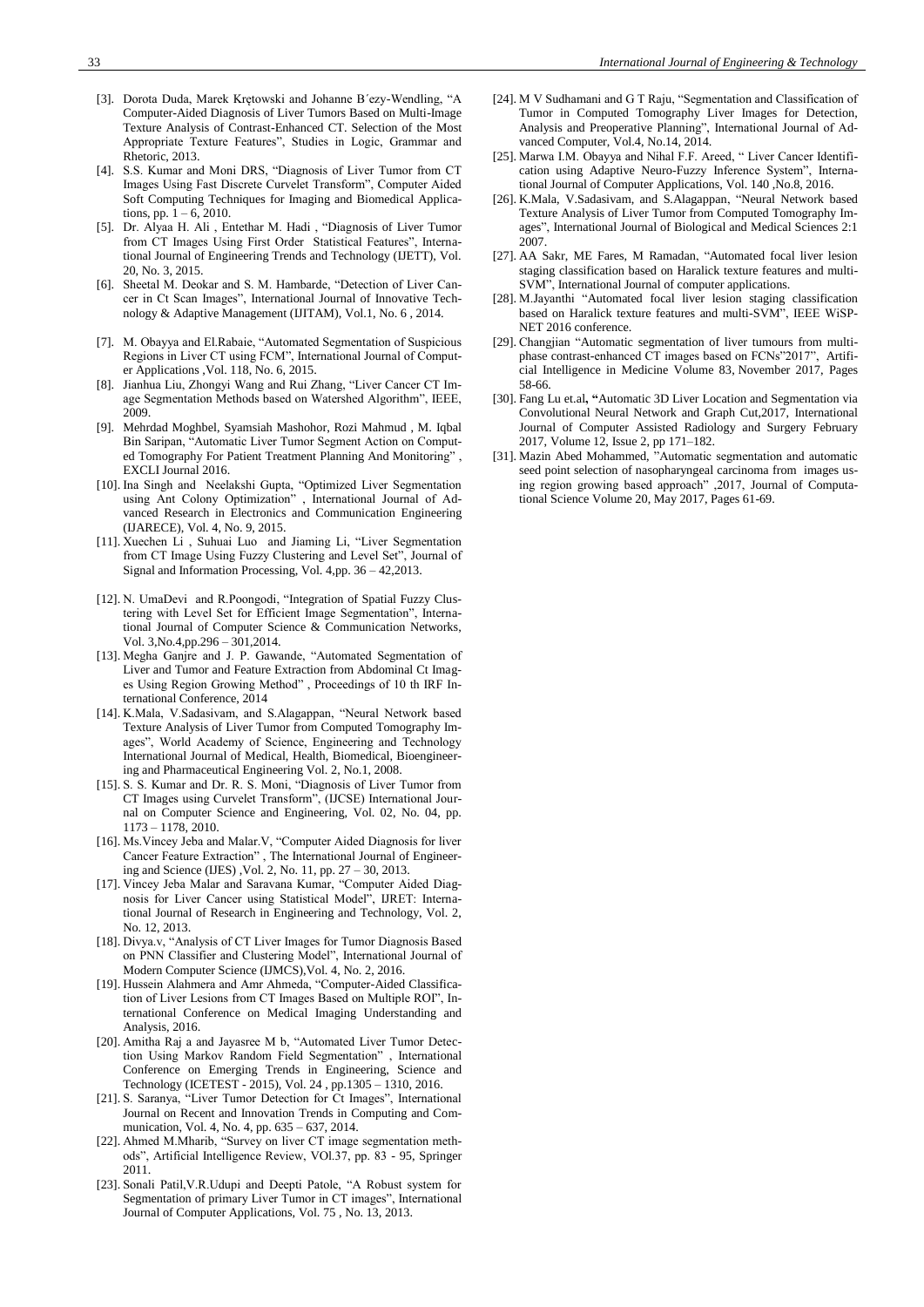[3]. Dorota Duda, Marek Krętowski and Johanne B´ezy-Wendling, "A Computer-Aided Diagnosis of Liver Tumors Based on Multi-Image Texture Analysis of Contrast-Enhanced CT. Selection of the Most Appropriate Texture Features", Studies in Logic, Grammar and Rhetoric, 2013.

[4]. S.S. Kumar and Moni DRS, "Diagnosis of Liver Tumor from CT Images Using Fast Discrete Curvelet Transform", Computer Aided Soft Computing Techniques for Imaging and Biomedical Applications, pp. 1 – 6, 2010.

[5]. Dr. Alyaa H. Ali , Entethar M. Hadi , "Diagnosis of Liver Tumor from CT Images Using First Order Statistical Features", International Journal of Engineering Trends and Technology (IJETT), Vol. 20, No. 3, 2015.

[6]. Sheetal M. Deokar and S. M. Hambarde, "Detection of Liver Cancer in Ct Scan Images", International Journal of Innovative Technology & Adaptive Management (IJITAM), Vol.1, No. 6 , 2014.

[7]. M. Obayya and El.Rabaie, "Automated Segmentation of Suspicious Regions in Liver CT using FCM", International Journal of Computer Applications ,Vol. 118, No. 6, 2015.

[8]. Jianhua Liu, Zhongyi Wang and Rui Zhang, "Liver Cancer CT Image Segmentation Methods based on Watershed Algorithm", IEEE, 2009.

[9]. Mehrdad Moghbel, Syamsiah Mashohor, Rozi Mahmud , M. Iqbal Bin Saripan, "Automatic Liver Tumor Segment Action on Computed Tomography For Patient Treatment Planning And Monitoring" , EXCLI Journal 2016.

[10]. Ina Singh and Neelakshi Gupta, "Optimized Liver Segmentation using Ant Colony Optimization" , International Journal of Advanced Research in Electronics and Communication Engineering (IJARECE), Vol. 4, No. 9, 2015.

[11]. Xuechen Li , Suhuai Luo and Jiaming Li, "Liver Segmentation from CT Image Using Fuzzy Clustering and Level Set", Journal of Signal and Information Processing, Vol. 4,pp. 36 – 42,2013.

[12]. N. UmaDevi and R.Poongodi, "Integration of Spatial Fuzzy Clustering with Level Set for Efficient Image Segmentation", International Journal of Computer Science & Communication Networks, Vol. 3,No.4,pp.296 – 301,2014.

[13]. Megha Ganjre and J. P. Gawande, "Automated Segmentation of Liver and Tumor and Feature Extraction from Abdominal Ct Images Using Region Growing Method" , Proceedings of 10 th IRF International Conference, 2014

[14]. K.Mala, V.Sadasivam, and S.Alagappan, "Neural Network based Texture Analysis of Liver Tumor from Computed Tomography Images", World Academy of Science, Engineering and Technology International Journal of Medical, Health, Biomedical, Bioengineering and Pharmaceutical Engineering Vol. 2, No.1, 2008.

[15]. S. S. Kumar and Dr. R. S. Moni, "Diagnosis of Liver Tumor from CT Images using Curvelet Transform", (IJCSE) International Journal on Computer Science and Engineering, Vol. 02, No. 04, pp. 1173 – 1178, 2010.

[16]. Ms.Vincey Jeba and Malar.V, "Computer Aided Diagnosis for liver Cancer Feature Extraction" , The International Journal of Engineering and Science (IJES) ,Vol. 2, No. 11, pp. 27 – 30, 2013.

[17]. Vincey Jeba Malar and Saravana Kumar, "Computer Aided Diagnosis for Liver Cancer using Statistical Model", IJRET: International Journal of Research in Engineering and Technology, Vol. 2, No. 12, 2013.

[18]. Divya.v, "Analysis of CT Liver Images for Tumor Diagnosis Based on PNN Classifier and Clustering Model", International Journal of Modern Computer Science (IJMCS),Vol. 4, No. 2, 2016.

[19]. Hussein Alahmera and Amr Ahmeda, "Computer-Aided Classification of Liver Lesions from CT Images Based on Multiple ROI", International Conference on Medical Imaging Understanding and Analysis, 2016.

[20]. Amitha Raj a and Jayasree M b, "Automated Liver Tumor Detection Using Markov Random Field Segmentation" , International Conference on Emerging Trends in Engineering, Science and Technology (ICETEST - 2015), Vol. 24 , pp.1305 – 1310, 2016.

[21]. S. Saranya, "Liver Tumor Detection for Ct Images", International Journal on Recent and Innovation Trends in Computing and Communication, Vol. 4, No. 4, pp. 635 – 637, 2014.

[22]. Ahmed M.Mharib, "Survey on liver CT image segmentation methods", Artificial Intelligence Review, VOl.37, pp. 83 - 95, Springer 2011.

[23]. Sonali Patil,V.R.Udupi and Deepti Patole, "A Robust system for Segmentation of primary Liver Tumor in CT images", International Journal of Computer Applications, Vol. 75 , No. 13, 2013.

[24]. M V Sudhamani and G T Raju, "Segmentation and Classification of Tumor in Computed Tomography Liver Images for Detection, Analysis and Preoperative Planning", International Journal of Advanced Computer, Vol.4, No.14, 2014.

[25]. Marwa I.M. Obayya and Nihal F.F. Areed, " Liver Cancer Identification using Adaptive Neuro-Fuzzy Inference System", International Journal of Computer Applications, Vol. 140 ,No.8, 2016.

[26]. K.Mala, V.Sadasivam, and S.Alagappan, "Neural Network based Texture Analysis of Liver Tumor from Computed Tomography Images", International Journal of Biological and Medical Sciences 2:1 2007.

[27]. AA Sakr, ME Fares, M Ramadan, "Automated focal liver lesion staging classification based on Haralick texture features and multi-SVM", International Journal of computer applications.

[28]. M.Jayanthi "Automated focal liver lesion staging classification based on Haralick texture features and multi-SVM", IEEE WiSPNET 2016 conference.

[29]. Changjian "Automatic segmentation of liver tumours from multiphase contrast-enhanced CT images based on FCNs"2017", Artificial Intelligence in Medicine Volume 83, November 2017, Pages 58-66.

[30]. Fang Lu et.al**, "**Automatic 3D Liver Location and Segmentation via Convolutional Neural Network and Graph Cut,2017, International Journal of Computer Assisted Radiology and Surgery February 2017, Volume 12, Issue 2, pp 171–182.

[31]. Mazin Abed Mohammed, "Automatic segmentation and automatic seed point selection of nasopharyngeal carcinoma from images using region growing based approach" ,2017, Journal of Computational Science Volume 20, May 2017, Pages 61-69.